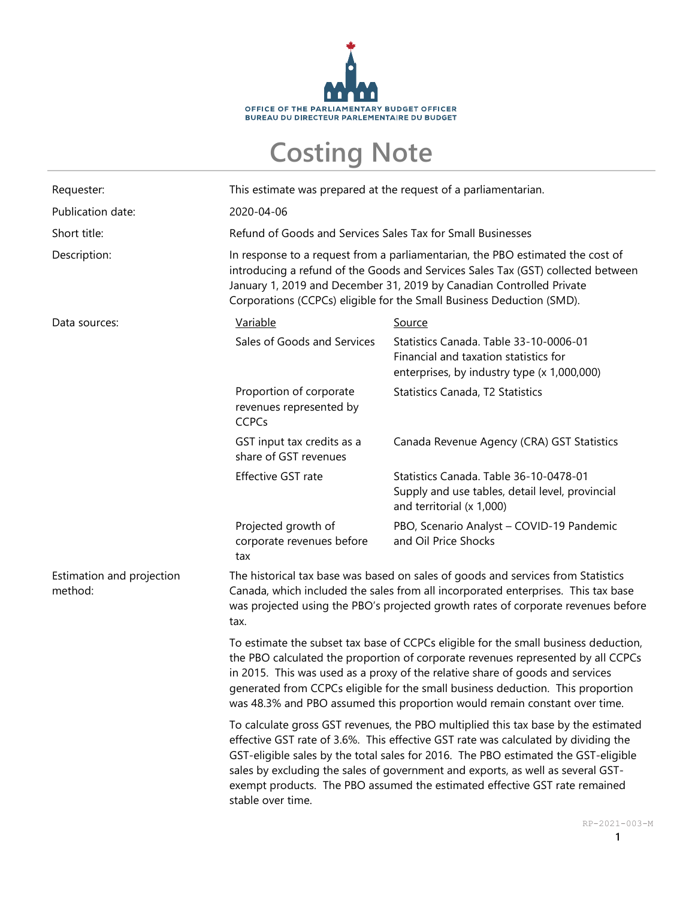OFFICE OF THE PARLIAMENTARY BUDGET OFFICER
BUREAU DU DIRECTEUR PARLEMENTAIRE DU BUDGET

# Costing Note

| | |
|---|---|
| Requester: | This estimate was prepared at the request of a parliamentarian. |
| Publication date: | 2020-04-06 |
| Short title: | Refund of Goods and Services Sales Tax for Small Businesses |
| Description: | In response to a request from a parliamentarian, the PBO estimated the cost of introducing a refund of the Goods and Services Sales Tax (GST) collected between January 1, 2019 and December 31, 2019 by Canadian Controlled Private Corporations (CCPCs) eligible for the Small Business Deduction (SMD). |

Data sources:

| Variable | Source |
|---|---|
| Sales of Goods and Services | Statistics Canada. Table 33-10-0006-01 Financial and taxation statistics for enterprises, by industry type (x 1,000,000) |
| Proportion of corporate revenues represented by CCPCs | Statistics Canada, T2 Statistics |
| GST input tax credits as a share of GST revenues | Canada Revenue Agency (CRA) GST Statistics |
| Effective GST rate | Statistics Canada. Table 36-10-0478-01 Supply and use tables, detail level, provincial and territorial (x 1,000) |
| Projected growth of corporate revenues before tax | PBO, Scenario Analyst – COVID-19 Pandemic and Oil Price Shocks |

Estimation and projection method:

The historical tax base was based on sales of goods and services from Statistics Canada, which included the sales from all incorporated enterprises. This tax base was projected using the PBO's projected growth rates of corporate revenues before tax.

To estimate the subset tax base of CCPCs eligible for the small business deduction, the PBO calculated the proportion of corporate revenues represented by all CCPCs in 2015. This was used as a proxy of the relative share of goods and services generated from CCPCs eligible for the small business deduction. This proportion was 48.3% and PBO assumed this proportion would remain constant over time.

To calculate gross GST revenues, the PBO multiplied this tax base by the estimated effective GST rate of 3.6%. This effective GST rate was calculated by dividing the GST-eligible sales by the total sales for 2016. The PBO estimated the GST-eligible sales by excluding the sales of government and exports, as well as several GST-exempt products. The PBO assumed the estimated effective GST rate remained stable over time.

RP-2021-003-M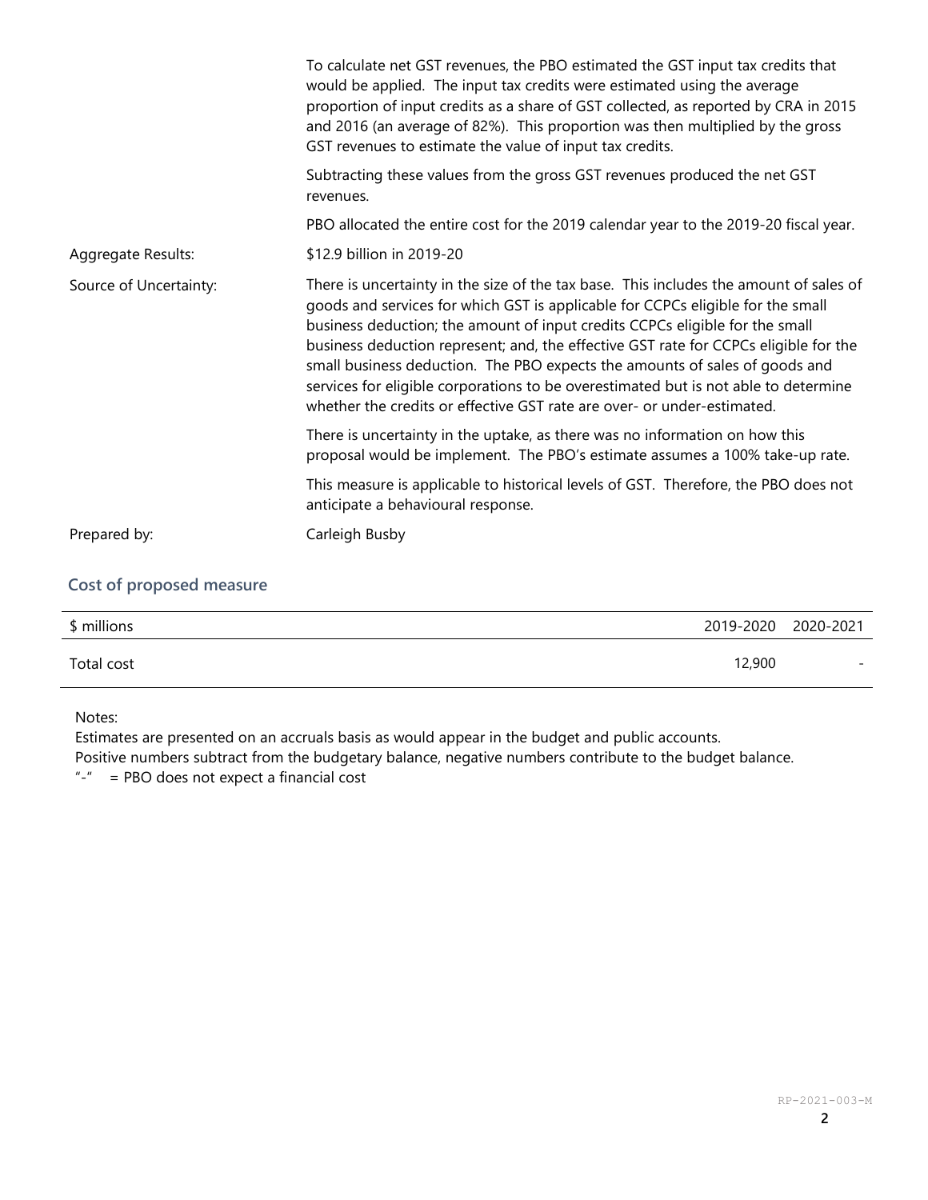| | |
|---|---|
| | To calculate net GST revenues, the PBO estimated the GST input tax credits that would be applied. The input tax credits were estimated using the average proportion of input credits as a share of GST collected, as reported by CRA in 2015 and 2016 (an average of 82%). This proportion was then multiplied by the gross GST revenues to estimate the value of input tax credits.<br><br>Subtracting these values from the gross GST revenues produced the net GST revenues.<br><br>PBO allocated the entire cost for the 2019 calendar year to the 2019-20 fiscal year. |
| Aggregate Results: | $12.9 billion in 2019-20 |
| Source of Uncertainty: | There is uncertainty in the size of the tax base. This includes the amount of sales of goods and services for which GST is applicable for CCPCs eligible for the small business deduction; the amount of input credits CCPCs eligible for the small business deduction represent; and, the effective GST rate for CCPCs eligible for the small business deduction. The PBO expects the amounts of sales of goods and services for eligible corporations to be overestimated but is not able to determine whether the credits or effective GST rate are over- or under-estimated.<br><br>There is uncertainty in the uptake, as there was no information on how this proposal would be implement. The PBO's estimate assumes a 100% take-up rate.<br><br>This measure is applicable to historical levels of GST. Therefore, the PBO does not anticipate a behavioural response. |
| Prepared by: | Carleigh Busby |

## Cost of proposed measure

| $ millions | 2019-2020 | 2020-2021 |
|---|---|---|
| Total cost | 12,900 | - |

Notes:

Estimates are presented on an accruals basis as would appear in the budget and public accounts.

Positive numbers subtract from the budgetary balance, negative numbers contribute to the budget balance.

"-" = PBO does not expect a financial cost

RP-2021-003-M